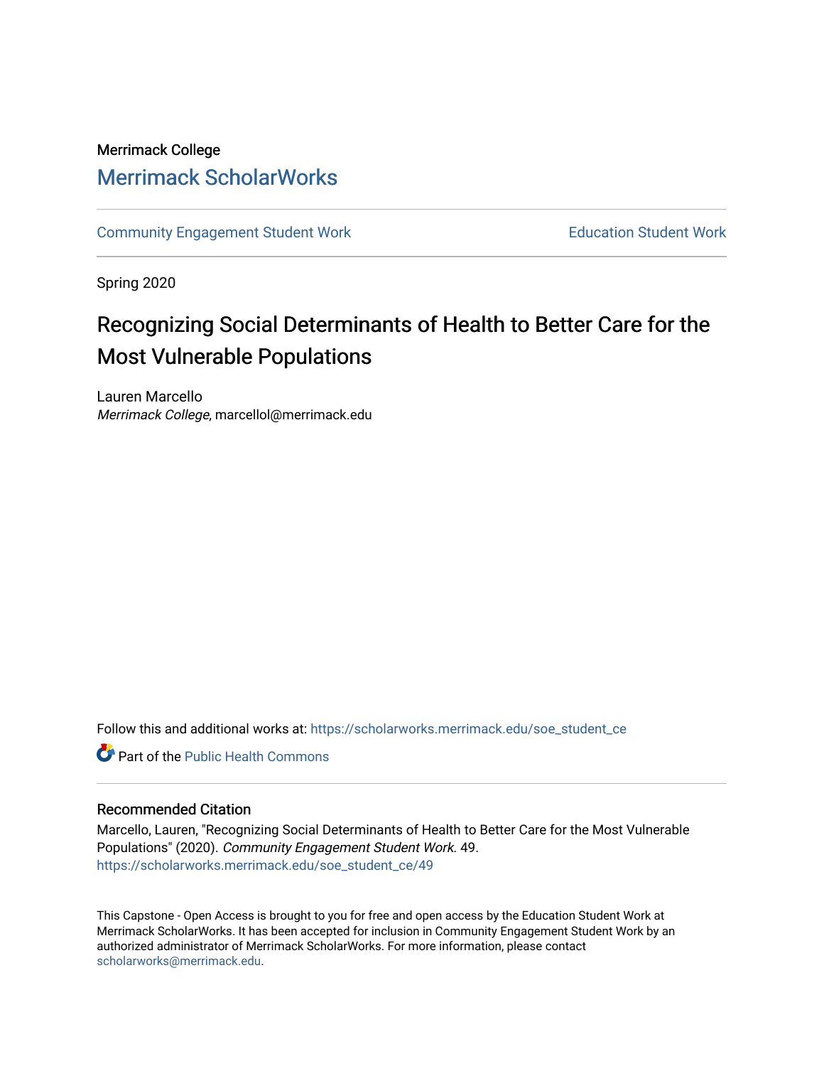Merrimack College

# Merrimack ScholarWorks

Community Engagement Student Work

Education Student Work

Spring 2020

## Recognizing Social Determinants of Health to Better Care for the Most Vulnerable Populations

Lauren Marcello
*Merrimack College*, marcellol@merrimack.edu

Follow this and additional works at: https://scholarworks.merrimack.edu/soe_student_ce

Part of the Public Health Commons

### Recommended Citation

Marcello, Lauren, "Recognizing Social Determinants of Health to Better Care for the Most Vulnerable Populations" (2020). *Community Engagement Student Work*. 49.
https://scholarworks.merrimack.edu/soe_student_ce/49

This Capstone - Open Access is brought to you for free and open access by the Education Student Work at Merrimack ScholarWorks. It has been accepted for inclusion in Community Engagement Student Work by an authorized administrator of Merrimack ScholarWorks. For more information, please contact scholarworks@merrimack.edu.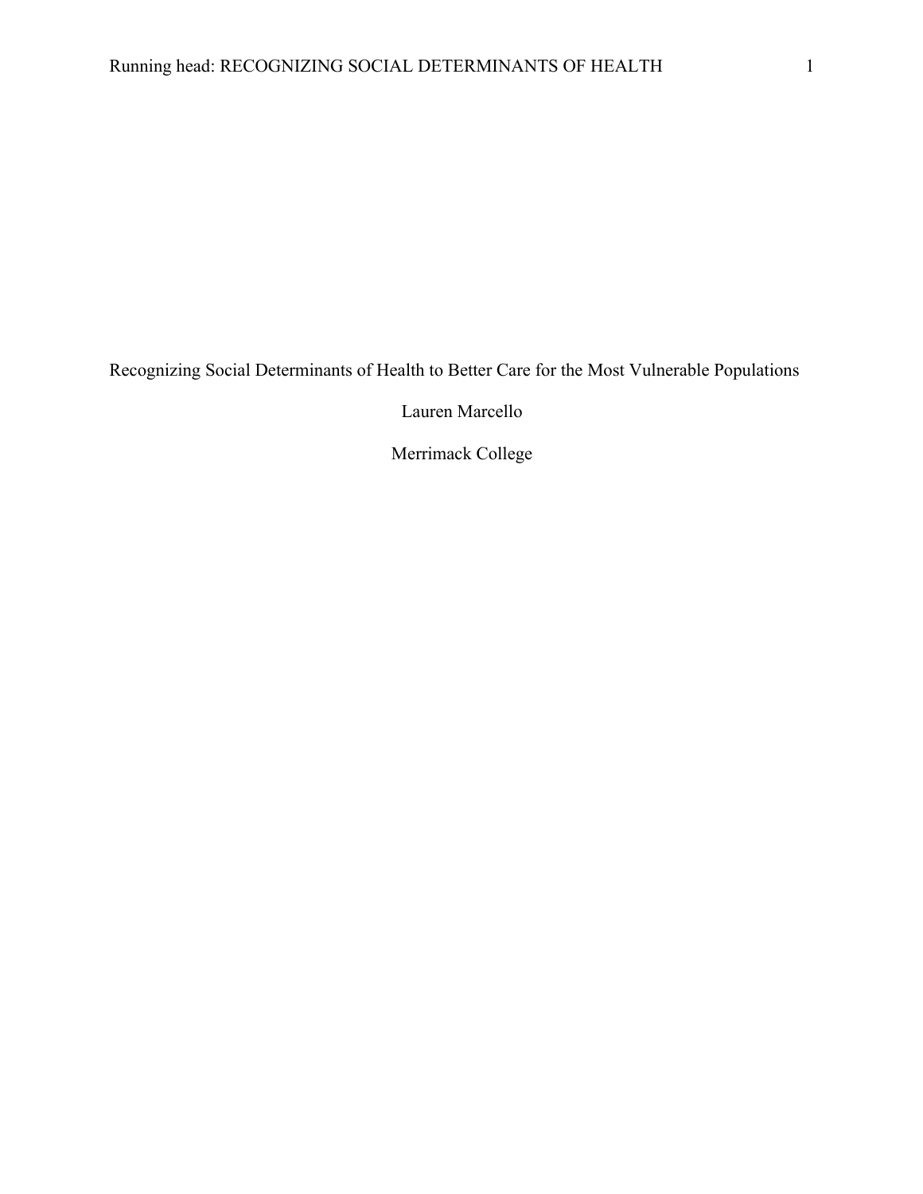Recognizing Social Determinants of Health to Better Care for the Most Vulnerable Populations

Lauren Marcello

Merrimack College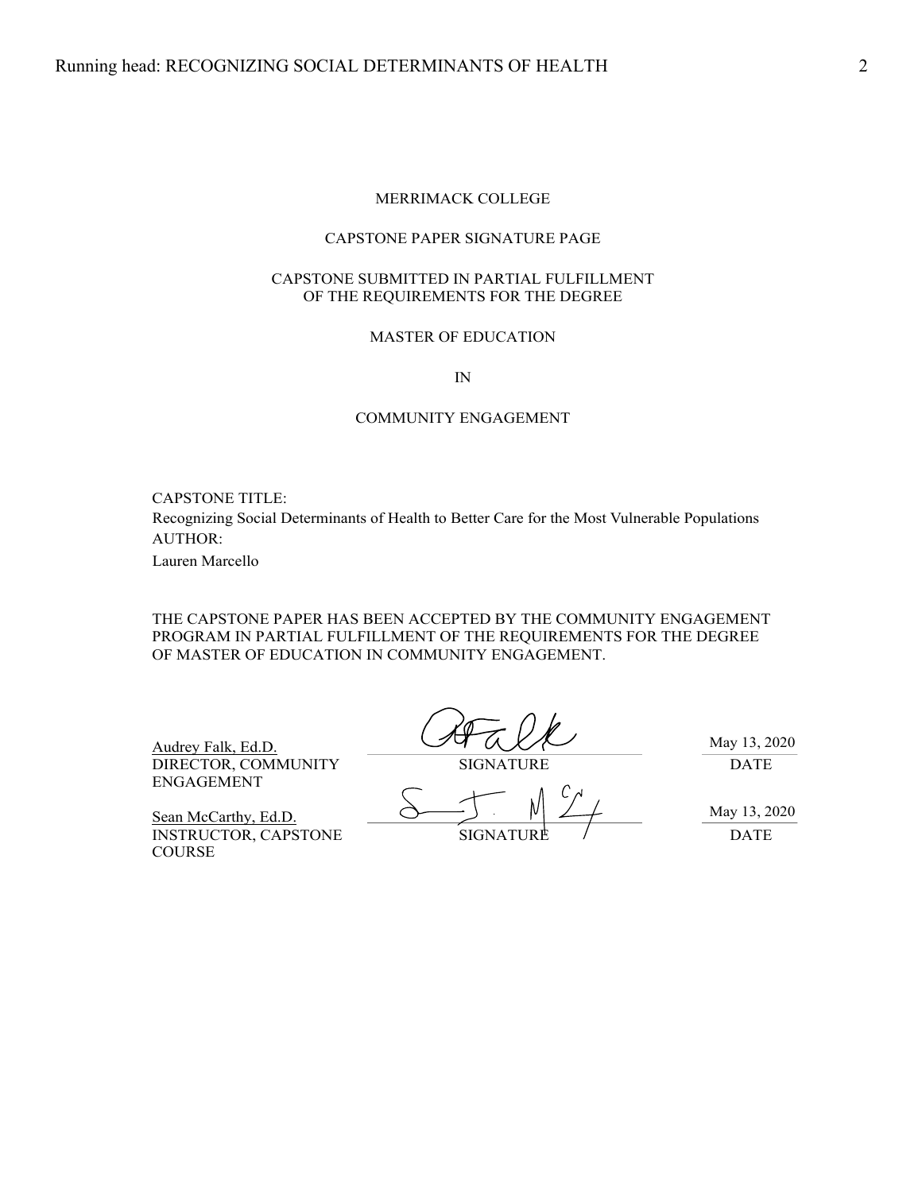MERRIMACK COLLEGE

CAPSTONE PAPER SIGNATURE PAGE

CAPSTONE SUBMITTED IN PARTIAL FULFILLMENT
OF THE REQUIREMENTS FOR THE DEGREE

MASTER OF EDUCATION

IN

COMMUNITY ENGAGEMENT

CAPSTONE TITLE:
Recognizing Social Determinants of Health to Better Care for the Most Vulnerable Populations
AUTHOR:
Lauren Marcello

THE CAPSTONE PAPER HAS BEEN ACCEPTED BY THE COMMUNITY ENGAGEMENT PROGRAM IN PARTIAL FULFILLMENT OF THE REQUIREMENTS FOR THE DEGREE OF MASTER OF EDUCATION IN COMMUNITY ENGAGEMENT.

| | | |
|---|---|---|
| Audrey Falk, Ed.D.<br>DIRECTOR, COMMUNITY ENGAGEMENT | SIGNATURE | May 13, 2020<br>DATE |
| Sean McCarthy, Ed.D.<br>INSTRUCTOR, CAPSTONE COURSE | SIGNATURE | May 13, 2020<br>DATE |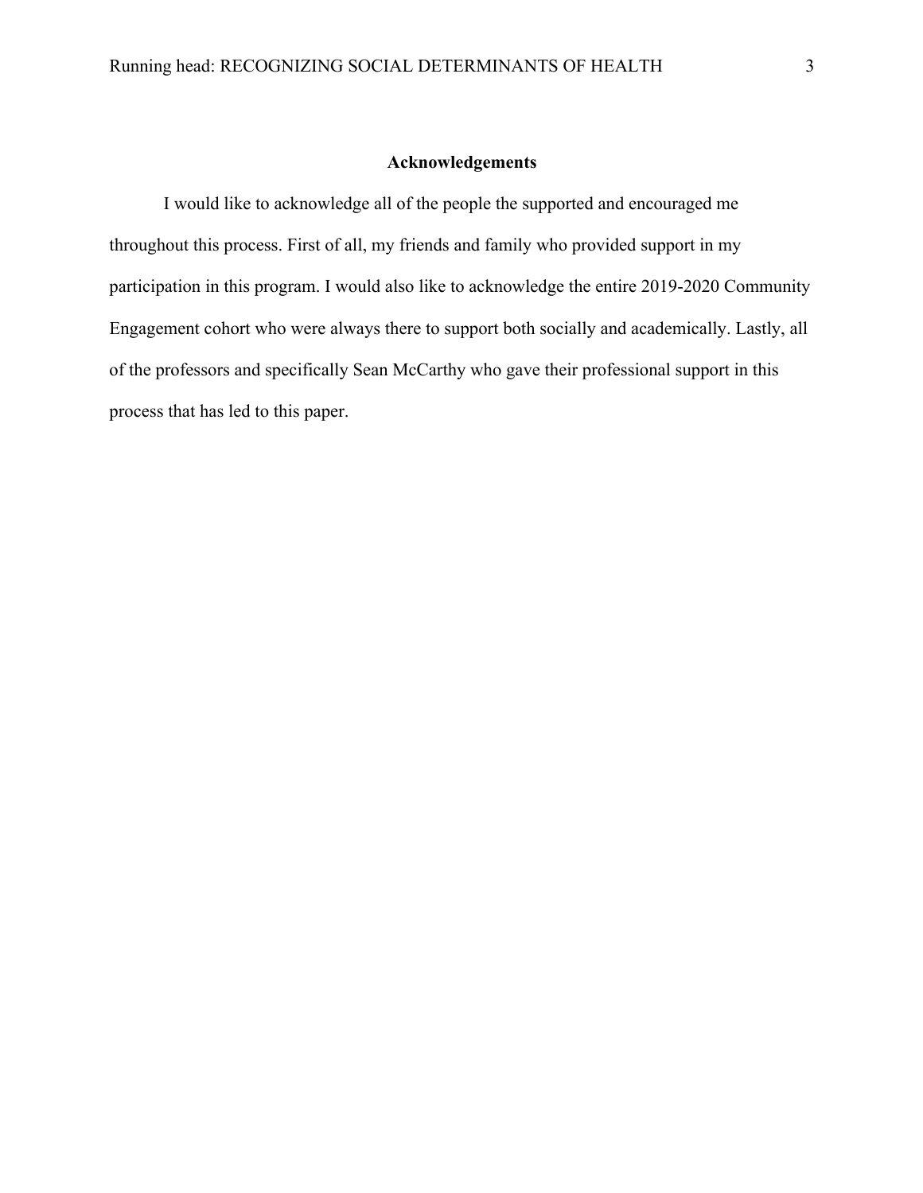## Acknowledgements

I would like to acknowledge all of the people the supported and encouraged me throughout this process. First of all, my friends and family who provided support in my participation in this program. I would also like to acknowledge the entire 2019-2020 Community Engagement cohort who were always there to support both socially and academically. Lastly, all of the professors and specifically Sean McCarthy who gave their professional support in this process that has led to this paper.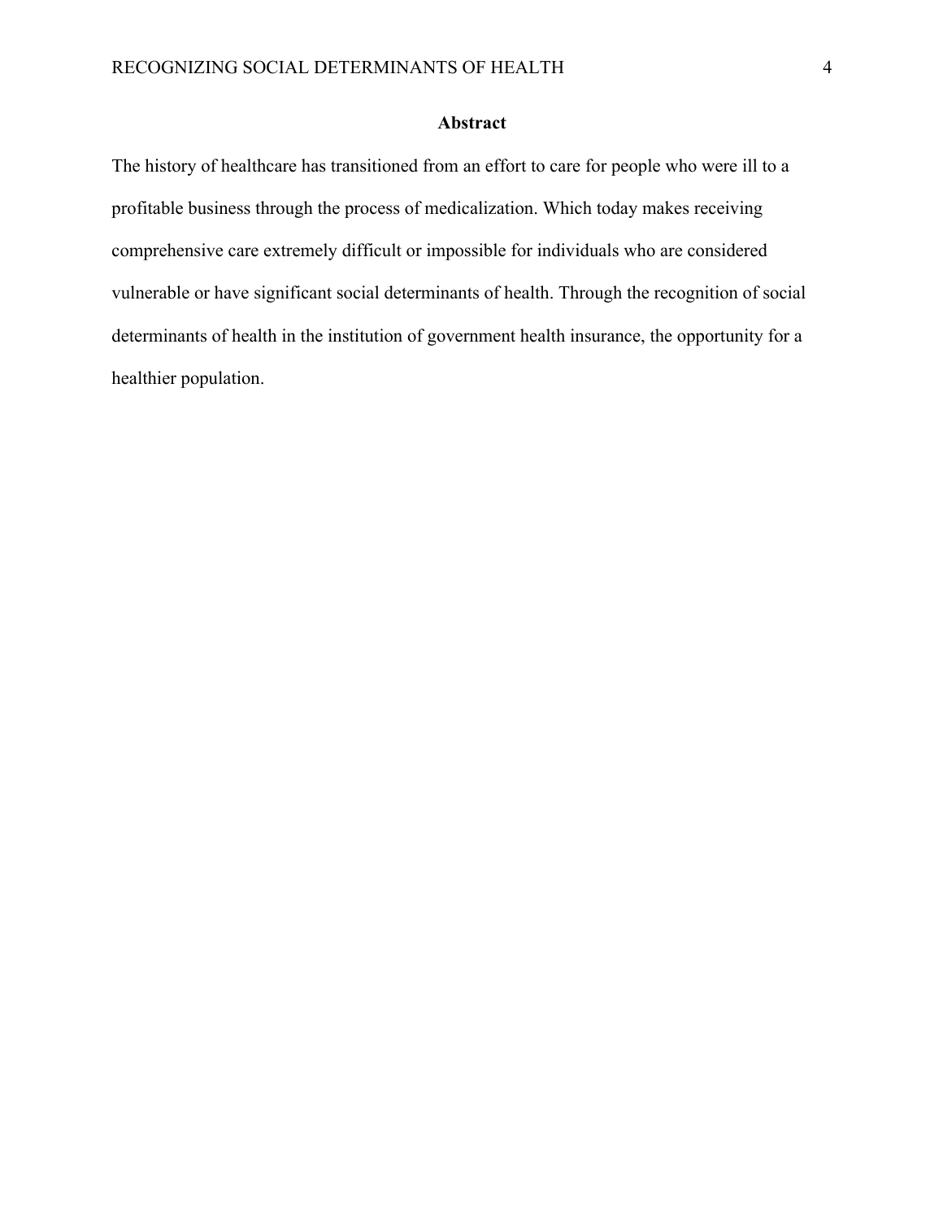# Abstract

The history of healthcare has transitioned from an effort to care for people who were ill to a profitable business through the process of medicalization. Which today makes receiving comprehensive care extremely difficult or impossible for individuals who are considered vulnerable or have significant social determinants of health. Through the recognition of social determinants of health in the institution of government health insurance, the opportunity for a healthier population.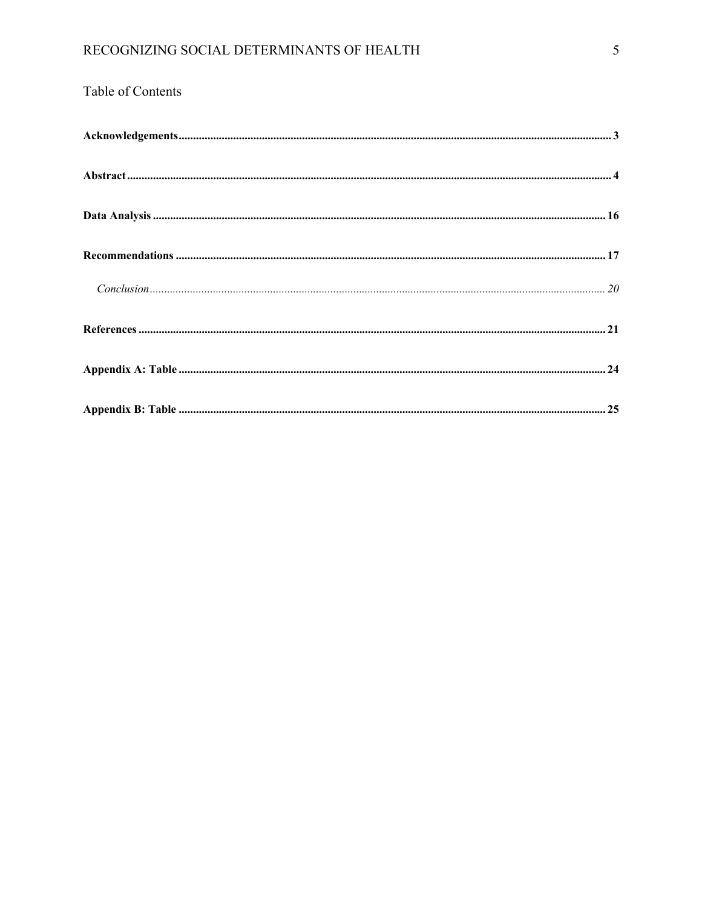# Table of Contents

**Acknowledgements** ........................................................................................................ 3

**Abstract** ........................................................................................................................ 4

**Data Analysis** .............................................................................................................. 16

**Recommendations** ...................................................................................................... 17

*Conclusion* ................................................................................................................... 20

**References** ................................................................................................................. 21

**Appendix A: Table** ..................................................................................................... 24

**Appendix B: Table** ..................................................................................................... 25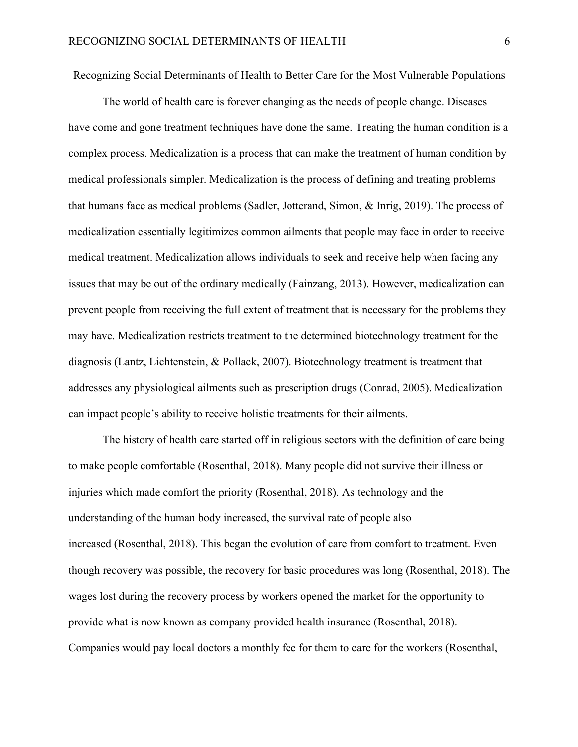# Recognizing Social Determinants of Health to Better Care for the Most Vulnerable Populations

The world of health care is forever changing as the needs of people change. Diseases have come and gone treatment techniques have done the same. Treating the human condition is a complex process. Medicalization is a process that can make the treatment of human condition by medical professionals simpler. Medicalization is the process of defining and treating problems that humans face as medical problems (Sadler, Jotterand, Simon, & Inrig, 2019). The process of medicalization essentially legitimizes common ailments that people may face in order to receive medical treatment. Medicalization allows individuals to seek and receive help when facing any issues that may be out of the ordinary medically (Fainzang, 2013). However, medicalization can prevent people from receiving the full extent of treatment that is necessary for the problems they may have. Medicalization restricts treatment to the determined biotechnology treatment for the diagnosis (Lantz, Lichtenstein, & Pollack, 2007). Biotechnology treatment is treatment that addresses any physiological ailments such as prescription drugs (Conrad, 2005). Medicalization can impact people's ability to receive holistic treatments for their ailments.

The history of health care started off in religious sectors with the definition of care being to make people comfortable (Rosenthal, 2018). Many people did not survive their illness or injuries which made comfort the priority (Rosenthal, 2018). As technology and the understanding of the human body increased, the survival rate of people also increased (Rosenthal, 2018). This began the evolution of care from comfort to treatment. Even though recovery was possible, the recovery for basic procedures was long (Rosenthal, 2018). The wages lost during the recovery process by workers opened the market for the opportunity to provide what is now known as company provided health insurance (Rosenthal, 2018). Companies would pay local doctors a monthly fee for them to care for the workers (Rosenthal,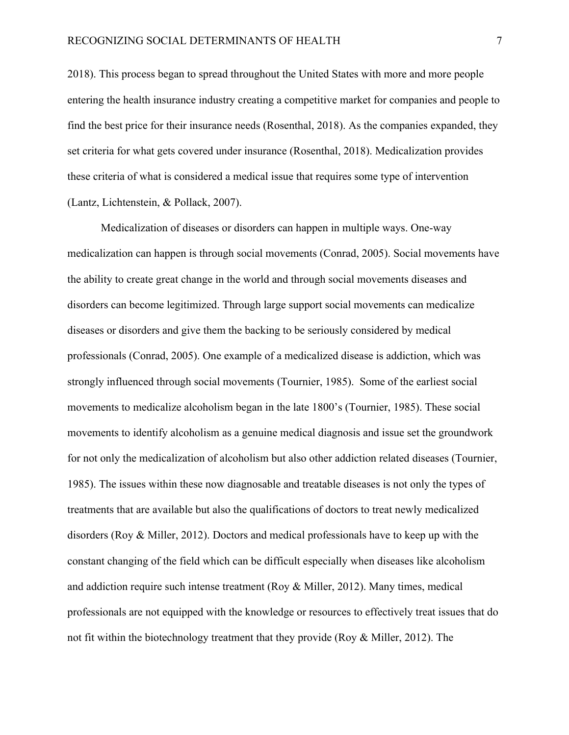2018). This process began to spread throughout the United States with more and more people entering the health insurance industry creating a competitive market for companies and people to find the best price for their insurance needs (Rosenthal, 2018). As the companies expanded, they set criteria for what gets covered under insurance (Rosenthal, 2018). Medicalization provides these criteria of what is considered a medical issue that requires some type of intervention (Lantz, Lichtenstein, & Pollack, 2007).

Medicalization of diseases or disorders can happen in multiple ways. One-way medicalization can happen is through social movements (Conrad, 2005). Social movements have the ability to create great change in the world and through social movements diseases and disorders can become legitimized. Through large support social movements can medicalize diseases or disorders and give them the backing to be seriously considered by medical professionals (Conrad, 2005). One example of a medicalized disease is addiction, which was strongly influenced through social movements (Tournier, 1985). Some of the earliest social movements to medicalize alcoholism began in the late 1800's (Tournier, 1985). These social movements to identify alcoholism as a genuine medical diagnosis and issue set the groundwork for not only the medicalization of alcoholism but also other addiction related diseases (Tournier, 1985). The issues within these now diagnosable and treatable diseases is not only the types of treatments that are available but also the qualifications of doctors to treat newly medicalized disorders (Roy & Miller, 2012). Doctors and medical professionals have to keep up with the constant changing of the field which can be difficult especially when diseases like alcoholism and addiction require such intense treatment (Roy & Miller, 2012). Many times, medical professionals are not equipped with the knowledge or resources to effectively treat issues that do not fit within the biotechnology treatment that they provide (Roy & Miller, 2012). The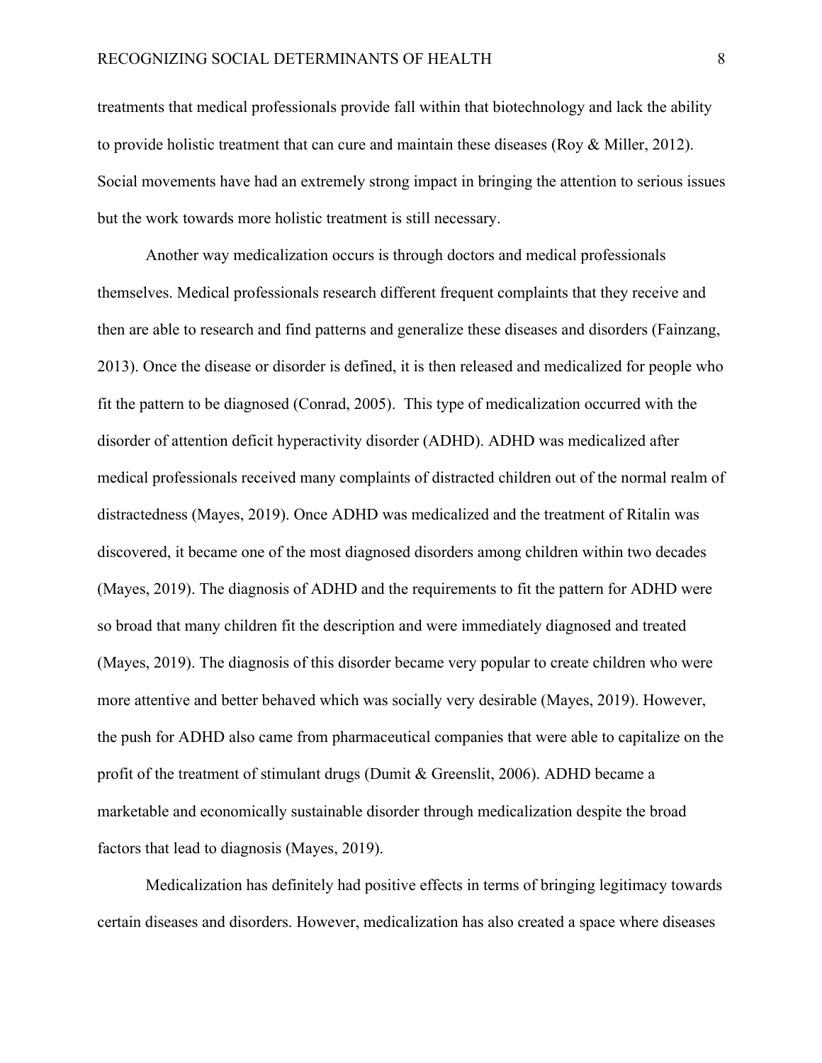treatments that medical professionals provide fall within that biotechnology and lack the ability to provide holistic treatment that can cure and maintain these diseases (Roy & Miller, 2012). Social movements have had an extremely strong impact in bringing the attention to serious issues but the work towards more holistic treatment is still necessary.

Another way medicalization occurs is through doctors and medical professionals themselves. Medical professionals research different frequent complaints that they receive and then are able to research and find patterns and generalize these diseases and disorders (Fainzang, 2013). Once the disease or disorder is defined, it is then released and medicalized for people who fit the pattern to be diagnosed (Conrad, 2005). This type of medicalization occurred with the disorder of attention deficit hyperactivity disorder (ADHD). ADHD was medicalized after medical professionals received many complaints of distracted children out of the normal realm of distractedness (Mayes, 2019). Once ADHD was medicalized and the treatment of Ritalin was discovered, it became one of the most diagnosed disorders among children within two decades (Mayes, 2019). The diagnosis of ADHD and the requirements to fit the pattern for ADHD were so broad that many children fit the description and were immediately diagnosed and treated (Mayes, 2019). The diagnosis of this disorder became very popular to create children who were more attentive and better behaved which was socially very desirable (Mayes, 2019). However, the push for ADHD also came from pharmaceutical companies that were able to capitalize on the profit of the treatment of stimulant drugs (Dumit & Greenslit, 2006). ADHD became a marketable and economically sustainable disorder through medicalization despite the broad factors that lead to diagnosis (Mayes, 2019).

Medicalization has definitely had positive effects in terms of bringing legitimacy towards certain diseases and disorders. However, medicalization has also created a space where diseases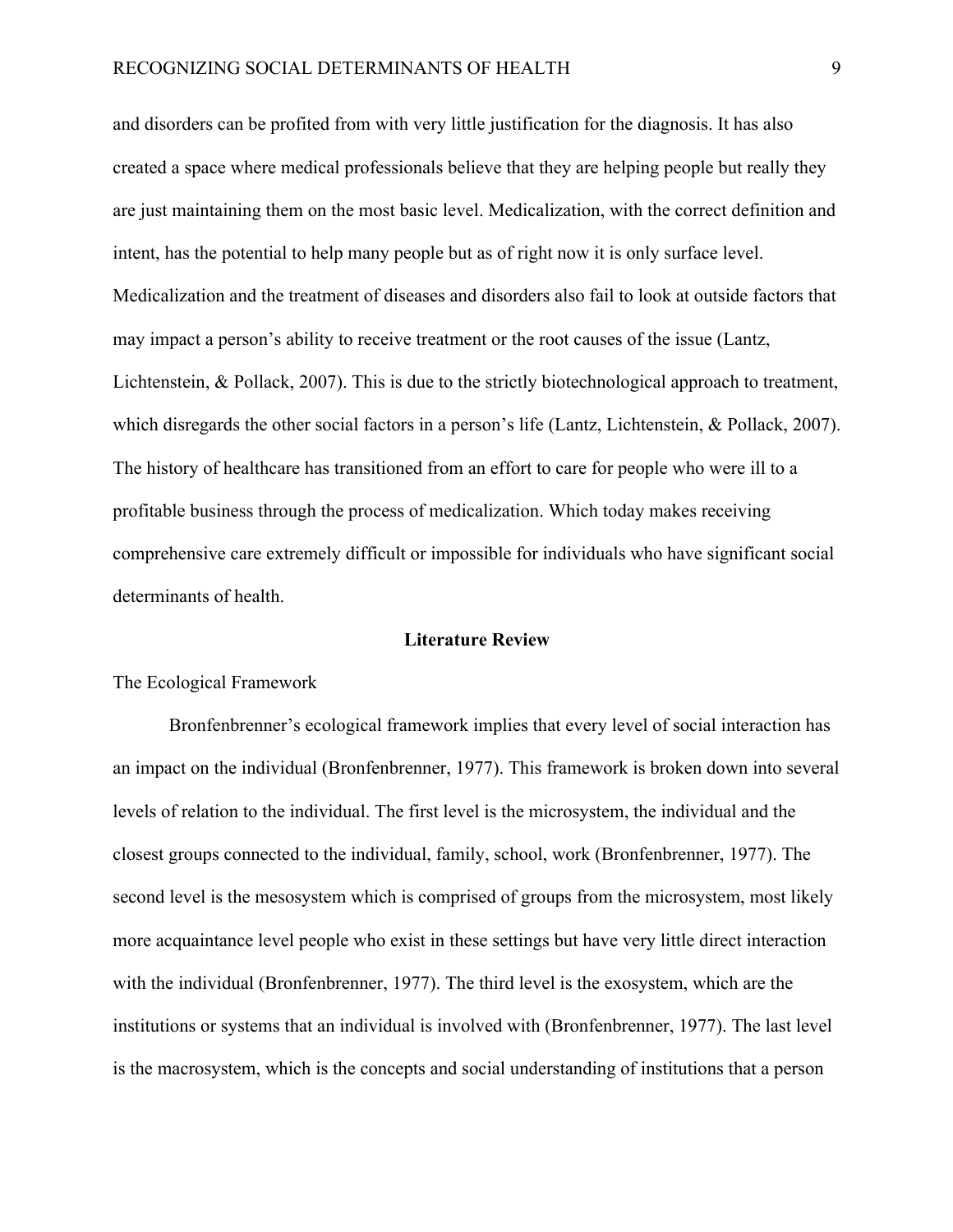and disorders can be profited from with very little justification for the diagnosis. It has also created a space where medical professionals believe that they are helping people but really they are just maintaining them on the most basic level. Medicalization, with the correct definition and intent, has the potential to help many people but as of right now it is only surface level. Medicalization and the treatment of diseases and disorders also fail to look at outside factors that may impact a person's ability to receive treatment or the root causes of the issue (Lantz, Lichtenstein, & Pollack, 2007). This is due to the strictly biotechnological approach to treatment, which disregards the other social factors in a person's life (Lantz, Lichtenstein, & Pollack, 2007). The history of healthcare has transitioned from an effort to care for people who were ill to a profitable business through the process of medicalization. Which today makes receiving comprehensive care extremely difficult or impossible for individuals who have significant social determinants of health.

## Literature Review

### The Ecological Framework

Bronfenbrenner's ecological framework implies that every level of social interaction has an impact on the individual (Bronfenbrenner, 1977). This framework is broken down into several levels of relation to the individual. The first level is the microsystem, the individual and the closest groups connected to the individual, family, school, work (Bronfenbrenner, 1977). The second level is the mesosystem which is comprised of groups from the microsystem, most likely more acquaintance level people who exist in these settings but have very little direct interaction with the individual (Bronfenbrenner, 1977). The third level is the exosystem, which are the institutions or systems that an individual is involved with (Bronfenbrenner, 1977). The last level is the macrosystem, which is the concepts and social understanding of institutions that a person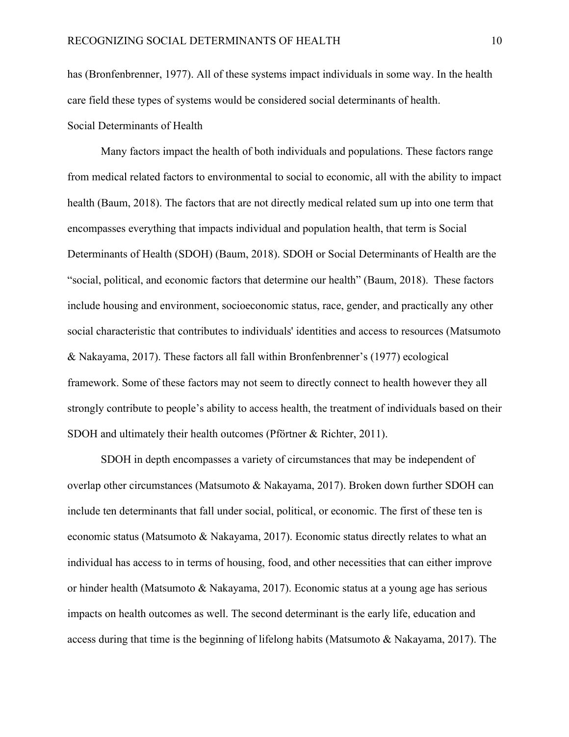has (Bronfenbrenner, 1977). All of these systems impact individuals in some way. In the health care field these types of systems would be considered social determinants of health.

## Social Determinants of Health

Many factors impact the health of both individuals and populations. These factors range from medical related factors to environmental to social to economic, all with the ability to impact health (Baum, 2018). The factors that are not directly medical related sum up into one term that encompasses everything that impacts individual and population health, that term is Social Determinants of Health (SDOH) (Baum, 2018). SDOH or Social Determinants of Health are the "social, political, and economic factors that determine our health" (Baum, 2018). These factors include housing and environment, socioeconomic status, race, gender, and practically any other social characteristic that contributes to individuals' identities and access to resources (Matsumoto & Nakayama, 2017). These factors all fall within Bronfenbrenner's (1977) ecological framework. Some of these factors may not seem to directly connect to health however they all strongly contribute to people's ability to access health, the treatment of individuals based on their SDOH and ultimately their health outcomes (Pförtner & Richter, 2011).

SDOH in depth encompasses a variety of circumstances that may be independent of overlap other circumstances (Matsumoto & Nakayama, 2017). Broken down further SDOH can include ten determinants that fall under social, political, or economic. The first of these ten is economic status (Matsumoto & Nakayama, 2017). Economic status directly relates to what an individual has access to in terms of housing, food, and other necessities that can either improve or hinder health (Matsumoto & Nakayama, 2017). Economic status at a young age has serious impacts on health outcomes as well. The second determinant is the early life, education and access during that time is the beginning of lifelong habits (Matsumoto & Nakayama, 2017). The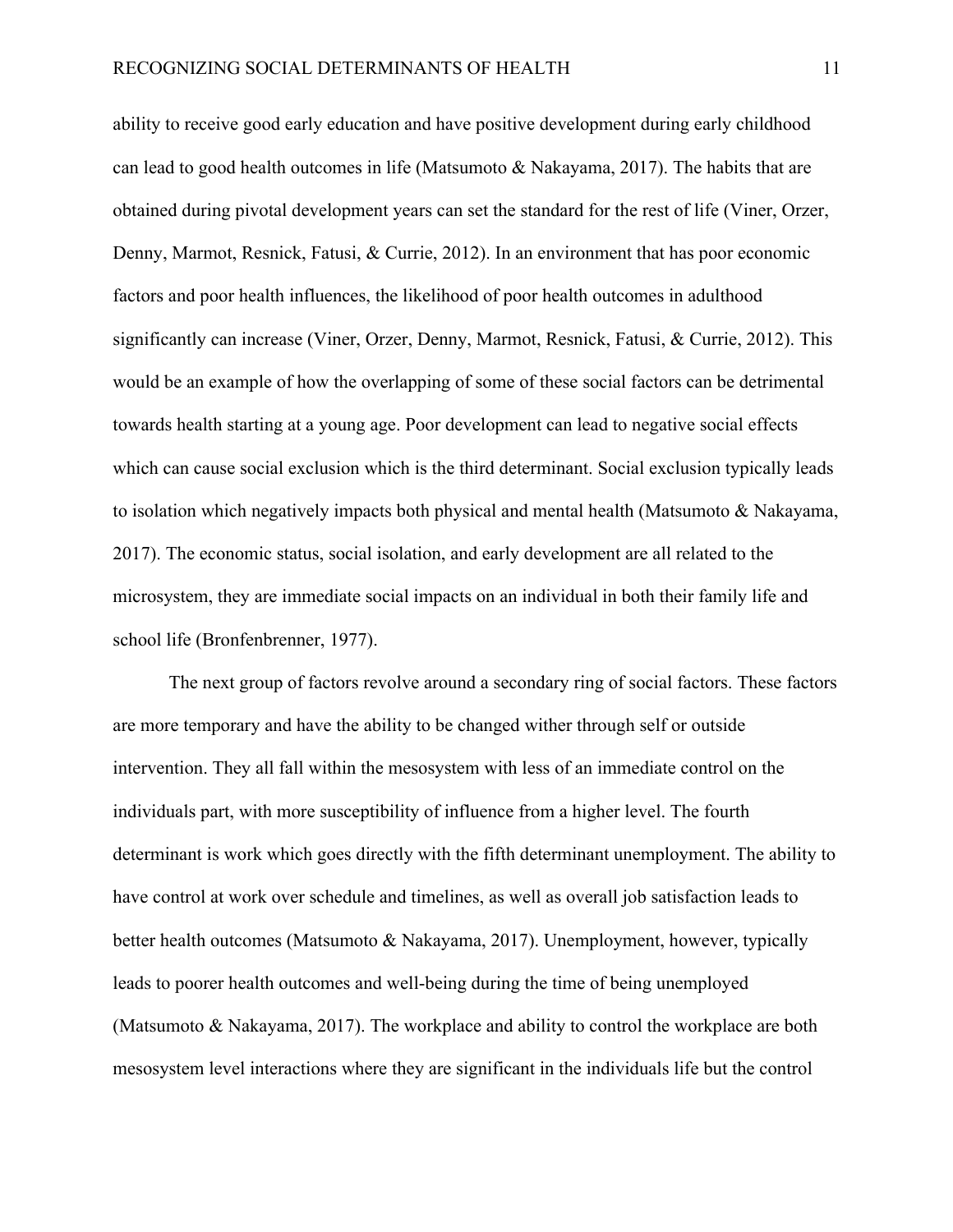ability to receive good early education and have positive development during early childhood can lead to good health outcomes in life (Matsumoto & Nakayama, 2017). The habits that are obtained during pivotal development years can set the standard for the rest of life (Viner, Orzer, Denny, Marmot, Resnick, Fatusi, & Currie, 2012). In an environment that has poor economic factors and poor health influences, the likelihood of poor health outcomes in adulthood significantly can increase (Viner, Orzer, Denny, Marmot, Resnick, Fatusi, & Currie, 2012). This would be an example of how the overlapping of some of these social factors can be detrimental towards health starting at a young age. Poor development can lead to negative social effects which can cause social exclusion which is the third determinant. Social exclusion typically leads to isolation which negatively impacts both physical and mental health (Matsumoto & Nakayama, 2017). The economic status, social isolation, and early development are all related to the microsystem, they are immediate social impacts on an individual in both their family life and school life (Bronfenbrenner, 1977).

The next group of factors revolve around a secondary ring of social factors. These factors are more temporary and have the ability to be changed wither through self or outside intervention. They all fall within the mesosystem with less of an immediate control on the individuals part, with more susceptibility of influence from a higher level. The fourth determinant is work which goes directly with the fifth determinant unemployment. The ability to have control at work over schedule and timelines, as well as overall job satisfaction leads to better health outcomes (Matsumoto & Nakayama, 2017). Unemployment, however, typically leads to poorer health outcomes and well-being during the time of being unemployed (Matsumoto & Nakayama, 2017). The workplace and ability to control the workplace are both mesosystem level interactions where they are significant in the individuals life but the control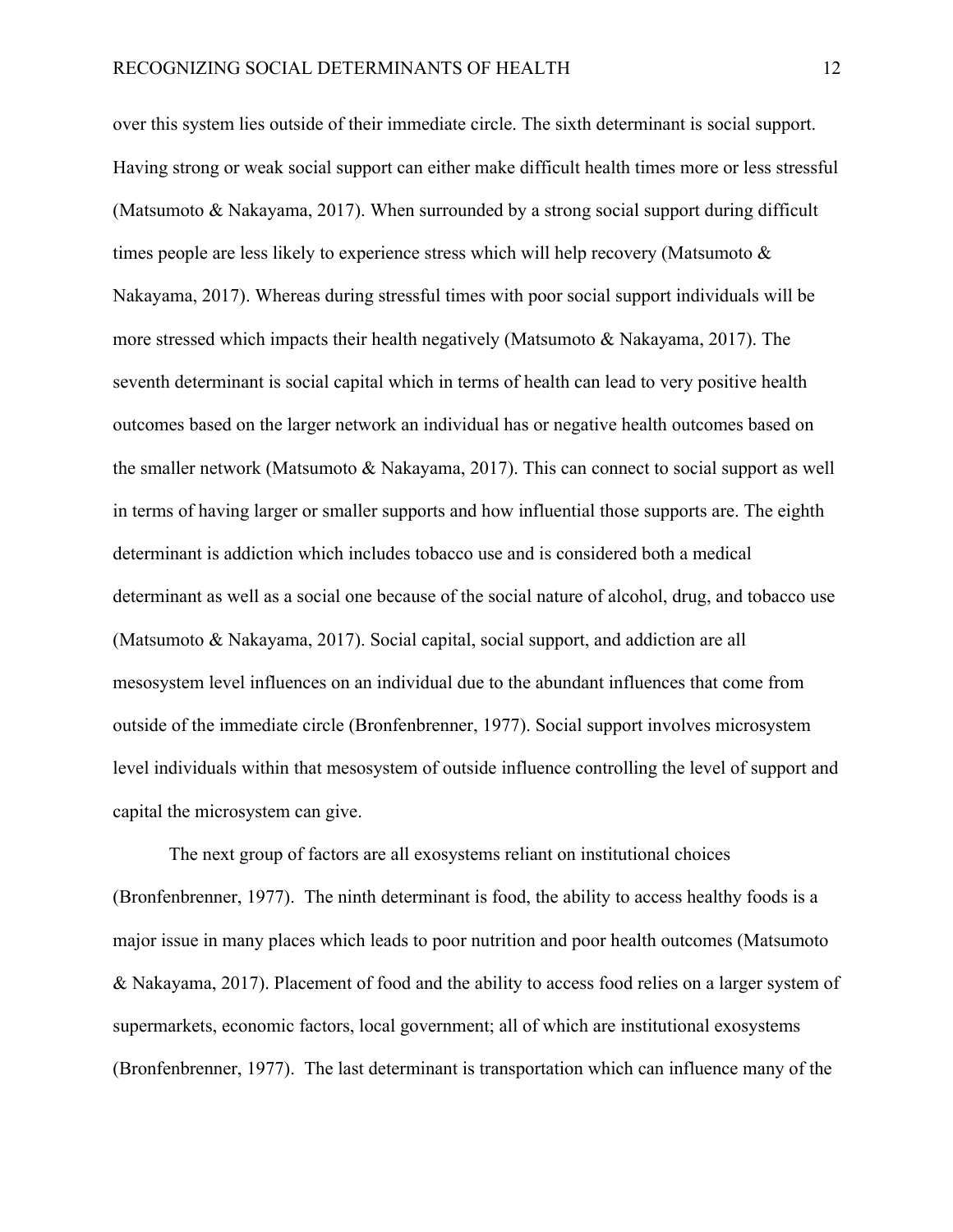over this system lies outside of their immediate circle. The sixth determinant is social support. Having strong or weak social support can either make difficult health times more or less stressful (Matsumoto & Nakayama, 2017). When surrounded by a strong social support during difficult times people are less likely to experience stress which will help recovery (Matsumoto & Nakayama, 2017). Whereas during stressful times with poor social support individuals will be more stressed which impacts their health negatively (Matsumoto & Nakayama, 2017). The seventh determinant is social capital which in terms of health can lead to very positive health outcomes based on the larger network an individual has or negative health outcomes based on the smaller network (Matsumoto & Nakayama, 2017). This can connect to social support as well in terms of having larger or smaller supports and how influential those supports are. The eighth determinant is addiction which includes tobacco use and is considered both a medical determinant as well as a social one because of the social nature of alcohol, drug, and tobacco use (Matsumoto & Nakayama, 2017). Social capital, social support, and addiction are all mesosystem level influences on an individual due to the abundant influences that come from outside of the immediate circle (Bronfenbrenner, 1977). Social support involves microsystem level individuals within that mesosystem of outside influence controlling the level of support and capital the microsystem can give.

The next group of factors are all exosystems reliant on institutional choices (Bronfenbrenner, 1977). The ninth determinant is food, the ability to access healthy foods is a major issue in many places which leads to poor nutrition and poor health outcomes (Matsumoto & Nakayama, 2017). Placement of food and the ability to access food relies on a larger system of supermarkets, economic factors, local government; all of which are institutional exosystems (Bronfenbrenner, 1977). The last determinant is transportation which can influence many of the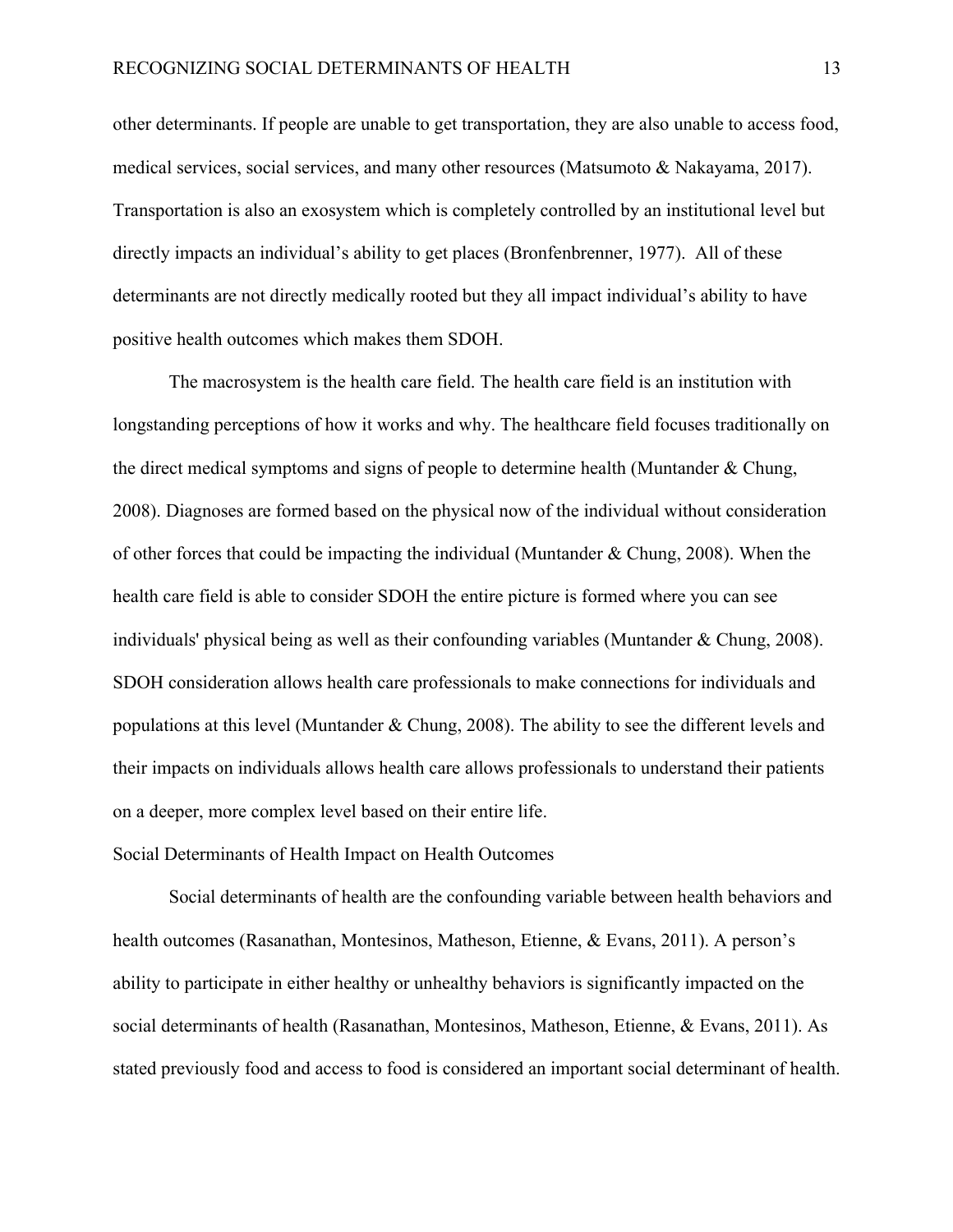other determinants. If people are unable to get transportation, they are also unable to access food, medical services, social services, and many other resources (Matsumoto & Nakayama, 2017). Transportation is also an exosystem which is completely controlled by an institutional level but directly impacts an individual's ability to get places (Bronfenbrenner, 1977). All of these determinants are not directly medically rooted but they all impact individual's ability to have positive health outcomes which makes them SDOH.

The macrosystem is the health care field. The health care field is an institution with longstanding perceptions of how it works and why. The healthcare field focuses traditionally on the direct medical symptoms and signs of people to determine health (Muntander & Chung, 2008). Diagnoses are formed based on the physical now of the individual without consideration of other forces that could be impacting the individual (Muntander & Chung, 2008). When the health care field is able to consider SDOH the entire picture is formed where you can see individuals' physical being as well as their confounding variables (Muntander & Chung, 2008). SDOH consideration allows health care professionals to make connections for individuals and populations at this level (Muntander & Chung, 2008). The ability to see the different levels and their impacts on individuals allows health care allows professionals to understand their patients on a deeper, more complex level based on their entire life.

## Social Determinants of Health Impact on Health Outcomes

Social determinants of health are the confounding variable between health behaviors and health outcomes (Rasanathan, Montesinos, Matheson, Etienne, & Evans, 2011). A person's ability to participate in either healthy or unhealthy behaviors is significantly impacted on the social determinants of health (Rasanathan, Montesinos, Matheson, Etienne, & Evans, 2011). As stated previously food and access to food is considered an important social determinant of health.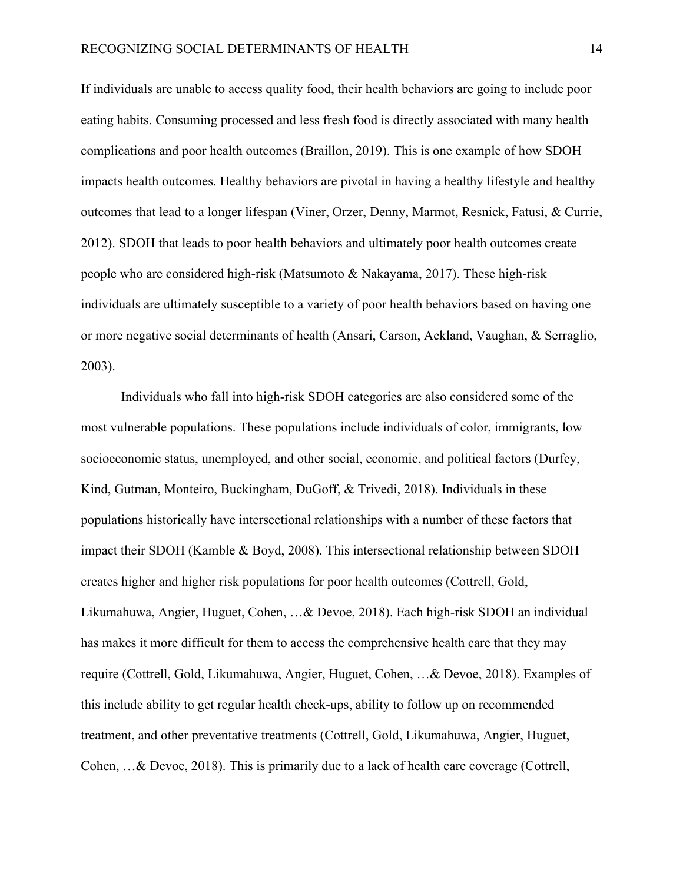If individuals are unable to access quality food, their health behaviors are going to include poor eating habits. Consuming processed and less fresh food is directly associated with many health complications and poor health outcomes (Braillon, 2019). This is one example of how SDOH impacts health outcomes. Healthy behaviors are pivotal in having a healthy lifestyle and healthy outcomes that lead to a longer lifespan (Viner, Orzer, Denny, Marmot, Resnick, Fatusi, & Currie, 2012). SDOH that leads to poor health behaviors and ultimately poor health outcomes create people who are considered high-risk (Matsumoto & Nakayama, 2017). These high-risk individuals are ultimately susceptible to a variety of poor health behaviors based on having one or more negative social determinants of health (Ansari, Carson, Ackland, Vaughan, & Serraglio, 2003).

Individuals who fall into high-risk SDOH categories are also considered some of the most vulnerable populations. These populations include individuals of color, immigrants, low socioeconomic status, unemployed, and other social, economic, and political factors (Durfey, Kind, Gutman, Monteiro, Buckingham, DuGoff, & Trivedi, 2018). Individuals in these populations historically have intersectional relationships with a number of these factors that impact their SDOH (Kamble & Boyd, 2008). This intersectional relationship between SDOH creates higher and higher risk populations for poor health outcomes (Cottrell, Gold, Likumahuwa, Angier, Huguet, Cohen, …& Devoe, 2018). Each high-risk SDOH an individual has makes it more difficult for them to access the comprehensive health care that they may require (Cottrell, Gold, Likumahuwa, Angier, Huguet, Cohen, …& Devoe, 2018). Examples of this include ability to get regular health check-ups, ability to follow up on recommended treatment, and other preventative treatments (Cottrell, Gold, Likumahuwa, Angier, Huguet, Cohen, …& Devoe, 2018). This is primarily due to a lack of health care coverage (Cottrell,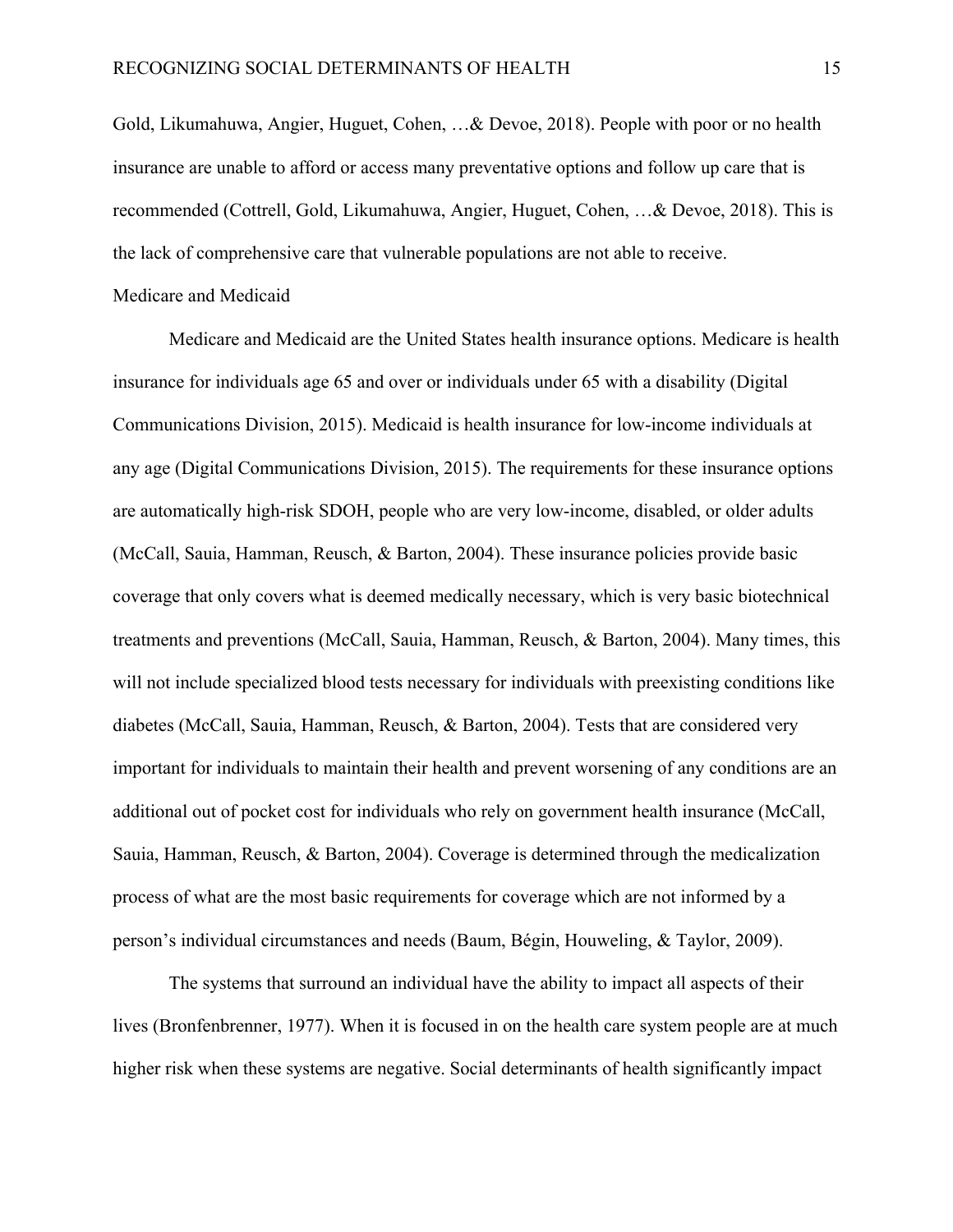Gold, Likumahuwa, Angier, Huguet, Cohen, …& Devoe, 2018). People with poor or no health insurance are unable to afford or access many preventative options and follow up care that is recommended (Cottrell, Gold, Likumahuwa, Angier, Huguet, Cohen, …& Devoe, 2018). This is the lack of comprehensive care that vulnerable populations are not able to receive.

## Medicare and Medicaid

Medicare and Medicaid are the United States health insurance options. Medicare is health insurance for individuals age 65 and over or individuals under 65 with a disability (Digital Communications Division, 2015). Medicaid is health insurance for low-income individuals at any age (Digital Communications Division, 2015). The requirements for these insurance options are automatically high-risk SDOH, people who are very low-income, disabled, or older adults (McCall, Sauia, Hamman, Reusch, & Barton, 2004). These insurance policies provide basic coverage that only covers what is deemed medically necessary, which is very basic biotechnical treatments and preventions (McCall, Sauia, Hamman, Reusch, & Barton, 2004). Many times, this will not include specialized blood tests necessary for individuals with preexisting conditions like diabetes (McCall, Sauia, Hamman, Reusch, & Barton, 2004). Tests that are considered very important for individuals to maintain their health and prevent worsening of any conditions are an additional out of pocket cost for individuals who rely on government health insurance (McCall, Sauia, Hamman, Reusch, & Barton, 2004). Coverage is determined through the medicalization process of what are the most basic requirements for coverage which are not informed by a person's individual circumstances and needs (Baum, Bégin, Houweling, & Taylor, 2009).

The systems that surround an individual have the ability to impact all aspects of their lives (Bronfenbrenner, 1977). When it is focused in on the health care system people are at much higher risk when these systems are negative. Social determinants of health significantly impact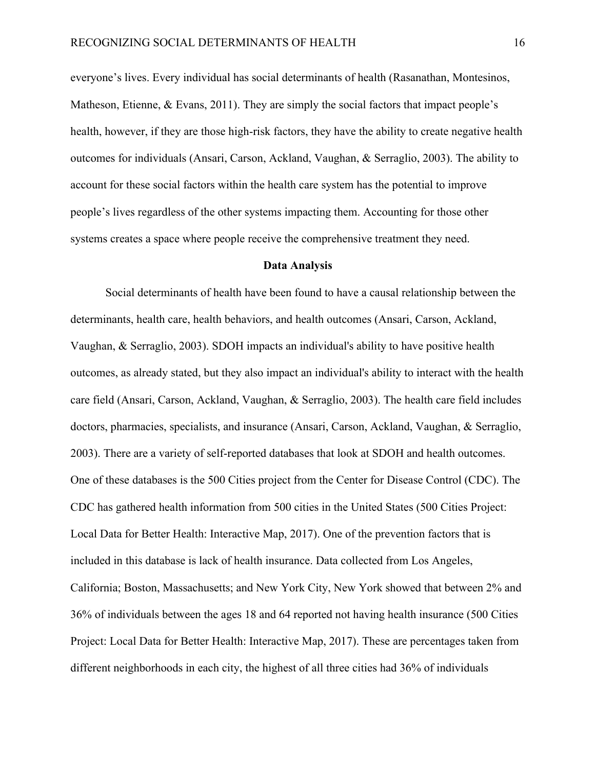everyone's lives. Every individual has social determinants of health (Rasanathan, Montesinos, Matheson, Etienne, & Evans, 2011). They are simply the social factors that impact people's health, however, if they are those high-risk factors, they have the ability to create negative health outcomes for individuals (Ansari, Carson, Ackland, Vaughan, & Serraglio, 2003). The ability to account for these social factors within the health care system has the potential to improve people's lives regardless of the other systems impacting them. Accounting for those other systems creates a space where people receive the comprehensive treatment they need.

## Data Analysis

Social determinants of health have been found to have a causal relationship between the determinants, health care, health behaviors, and health outcomes (Ansari, Carson, Ackland, Vaughan, & Serraglio, 2003). SDOH impacts an individual's ability to have positive health outcomes, as already stated, but they also impact an individual's ability to interact with the health care field (Ansari, Carson, Ackland, Vaughan, & Serraglio, 2003). The health care field includes doctors, pharmacies, specialists, and insurance (Ansari, Carson, Ackland, Vaughan, & Serraglio, 2003). There are a variety of self-reported databases that look at SDOH and health outcomes. One of these databases is the 500 Cities project from the Center for Disease Control (CDC). The CDC has gathered health information from 500 cities in the United States (500 Cities Project: Local Data for Better Health: Interactive Map, 2017). One of the prevention factors that is included in this database is lack of health insurance. Data collected from Los Angeles, California; Boston, Massachusetts; and New York City, New York showed that between 2% and 36% of individuals between the ages 18 and 64 reported not having health insurance (500 Cities Project: Local Data for Better Health: Interactive Map, 2017). These are percentages taken from different neighborhoods in each city, the highest of all three cities had 36% of individuals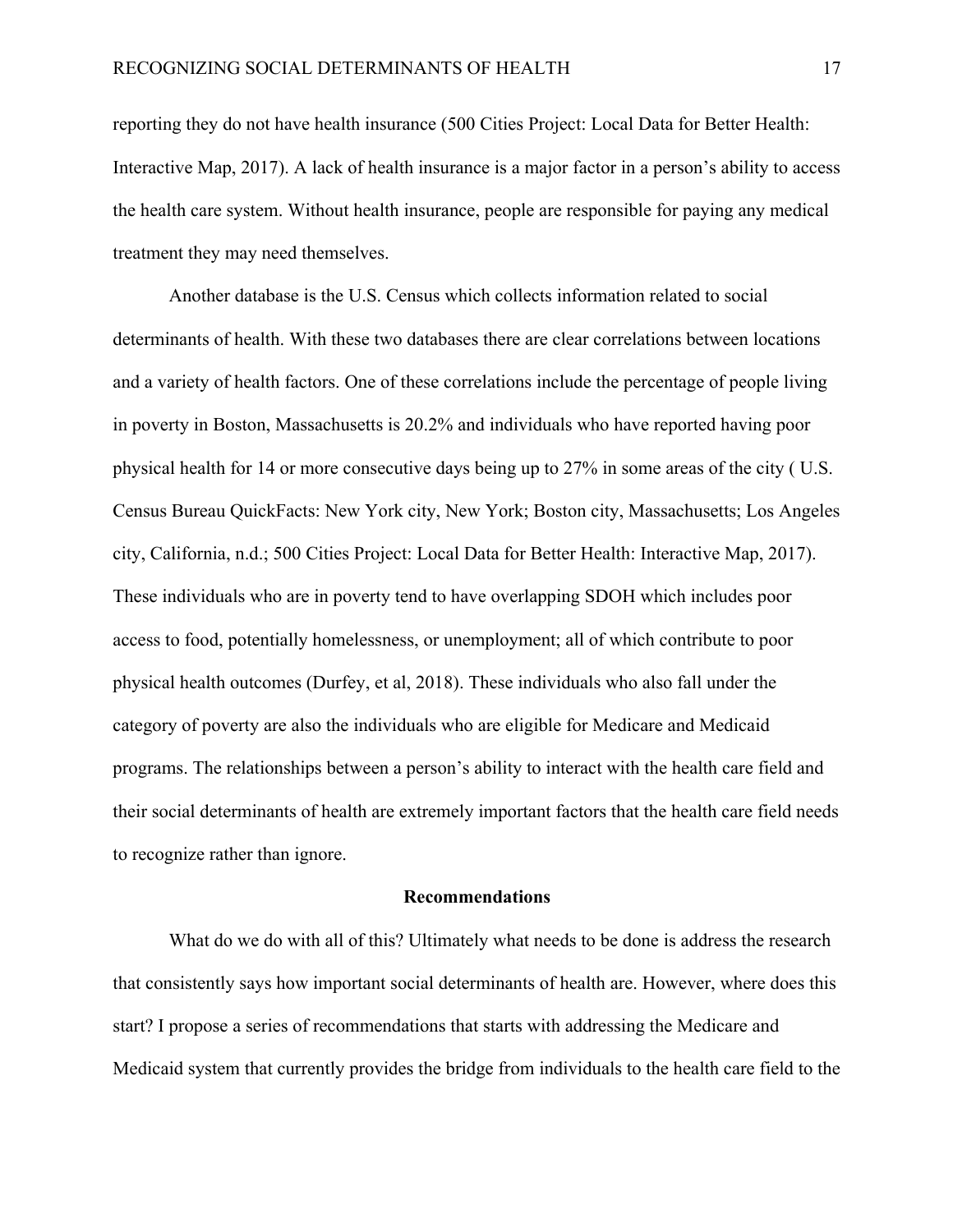reporting they do not have health insurance (500 Cities Project: Local Data for Better Health: Interactive Map, 2017). A lack of health insurance is a major factor in a person's ability to access the health care system. Without health insurance, people are responsible for paying any medical treatment they may need themselves.

Another database is the U.S. Census which collects information related to social determinants of health. With these two databases there are clear correlations between locations and a variety of health factors. One of these correlations include the percentage of people living in poverty in Boston, Massachusetts is 20.2% and individuals who have reported having poor physical health for 14 or more consecutive days being up to 27% in some areas of the city ( U.S. Census Bureau QuickFacts: New York city, New York; Boston city, Massachusetts; Los Angeles city, California, n.d.; 500 Cities Project: Local Data for Better Health: Interactive Map, 2017). These individuals who are in poverty tend to have overlapping SDOH which includes poor access to food, potentially homelessness, or unemployment; all of which contribute to poor physical health outcomes (Durfey, et al, 2018). These individuals who also fall under the category of poverty are also the individuals who are eligible for Medicare and Medicaid programs. The relationships between a person's ability to interact with the health care field and their social determinants of health are extremely important factors that the health care field needs to recognize rather than ignore.

## Recommendations

What do we do with all of this? Ultimately what needs to be done is address the research that consistently says how important social determinants of health are. However, where does this start? I propose a series of recommendations that starts with addressing the Medicare and Medicaid system that currently provides the bridge from individuals to the health care field to the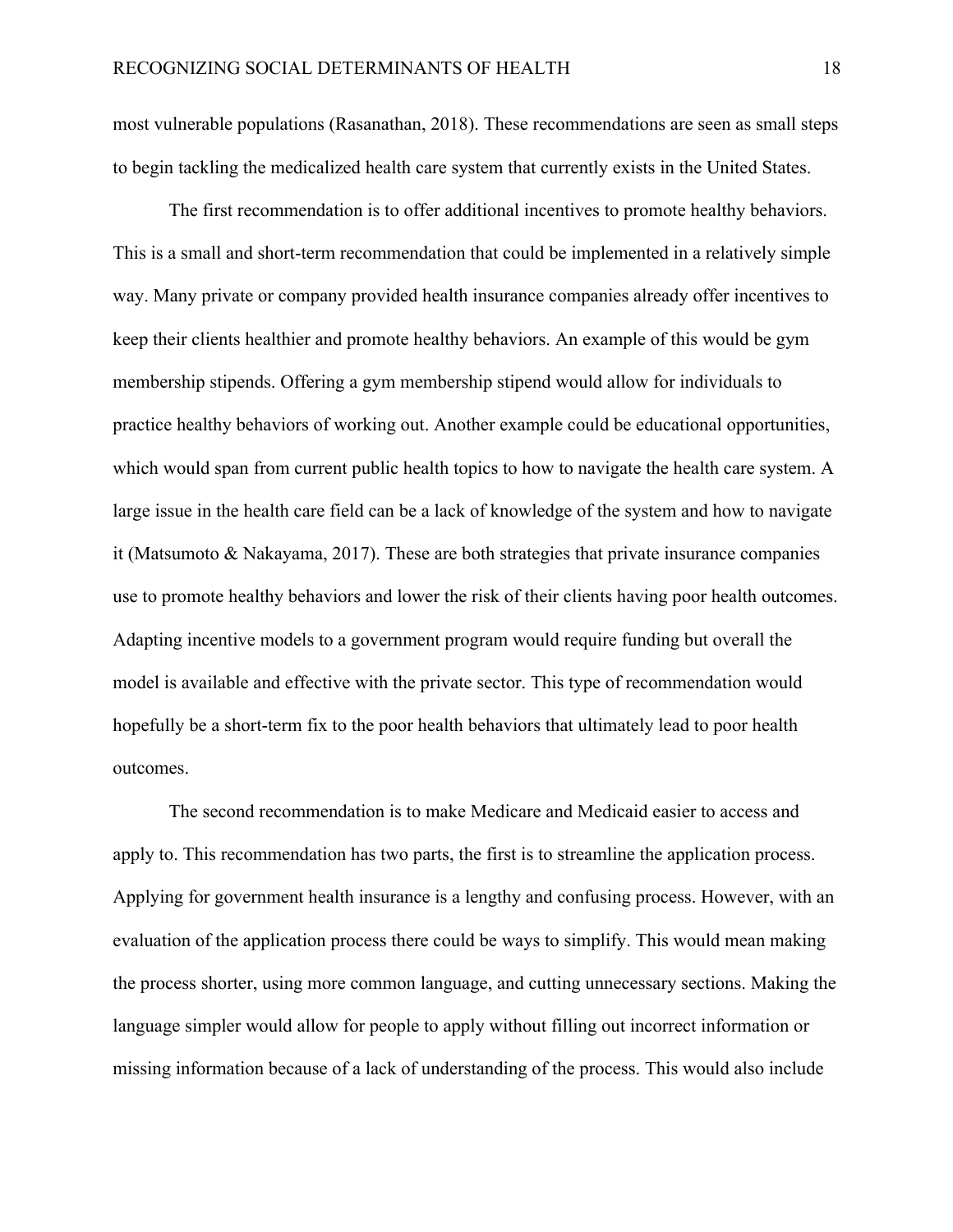most vulnerable populations (Rasanathan, 2018). These recommendations are seen as small steps to begin tackling the medicalized health care system that currently exists in the United States.

The first recommendation is to offer additional incentives to promote healthy behaviors. This is a small and short-term recommendation that could be implemented in a relatively simple way. Many private or company provided health insurance companies already offer incentives to keep their clients healthier and promote healthy behaviors. An example of this would be gym membership stipends. Offering a gym membership stipend would allow for individuals to practice healthy behaviors of working out. Another example could be educational opportunities, which would span from current public health topics to how to navigate the health care system. A large issue in the health care field can be a lack of knowledge of the system and how to navigate it (Matsumoto & Nakayama, 2017). These are both strategies that private insurance companies use to promote healthy behaviors and lower the risk of their clients having poor health outcomes. Adapting incentive models to a government program would require funding but overall the model is available and effective with the private sector. This type of recommendation would hopefully be a short-term fix to the poor health behaviors that ultimately lead to poor health outcomes.

The second recommendation is to make Medicare and Medicaid easier to access and apply to. This recommendation has two parts, the first is to streamline the application process. Applying for government health insurance is a lengthy and confusing process. However, with an evaluation of the application process there could be ways to simplify. This would mean making the process shorter, using more common language, and cutting unnecessary sections. Making the language simpler would allow for people to apply without filling out incorrect information or missing information because of a lack of understanding of the process. This would also include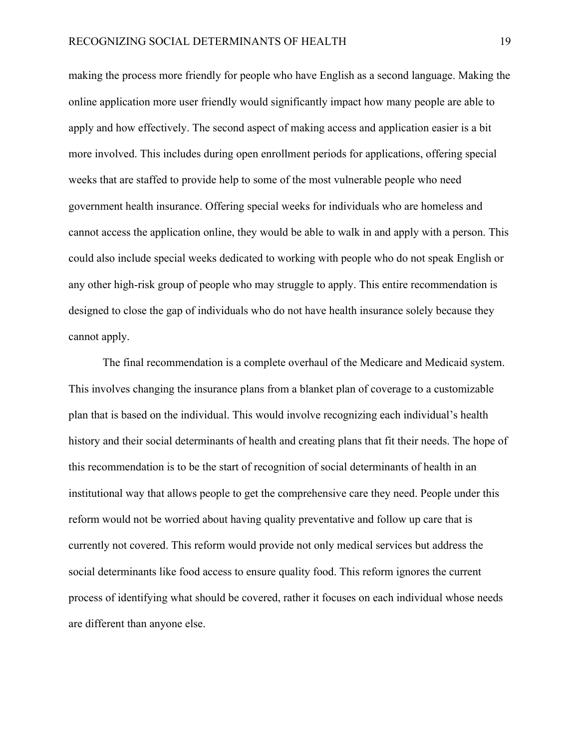making the process more friendly for people who have English as a second language. Making the online application more user friendly would significantly impact how many people are able to apply and how effectively. The second aspect of making access and application easier is a bit more involved. This includes during open enrollment periods for applications, offering special weeks that are staffed to provide help to some of the most vulnerable people who need government health insurance. Offering special weeks for individuals who are homeless and cannot access the application online, they would be able to walk in and apply with a person. This could also include special weeks dedicated to working with people who do not speak English or any other high-risk group of people who may struggle to apply. This entire recommendation is designed to close the gap of individuals who do not have health insurance solely because they cannot apply.

The final recommendation is a complete overhaul of the Medicare and Medicaid system. This involves changing the insurance plans from a blanket plan of coverage to a customizable plan that is based on the individual. This would involve recognizing each individual's health history and their social determinants of health and creating plans that fit their needs. The hope of this recommendation is to be the start of recognition of social determinants of health in an institutional way that allows people to get the comprehensive care they need. People under this reform would not be worried about having quality preventative and follow up care that is currently not covered. This reform would provide not only medical services but address the social determinants like food access to ensure quality food. This reform ignores the current process of identifying what should be covered, rather it focuses on each individual whose needs are different than anyone else.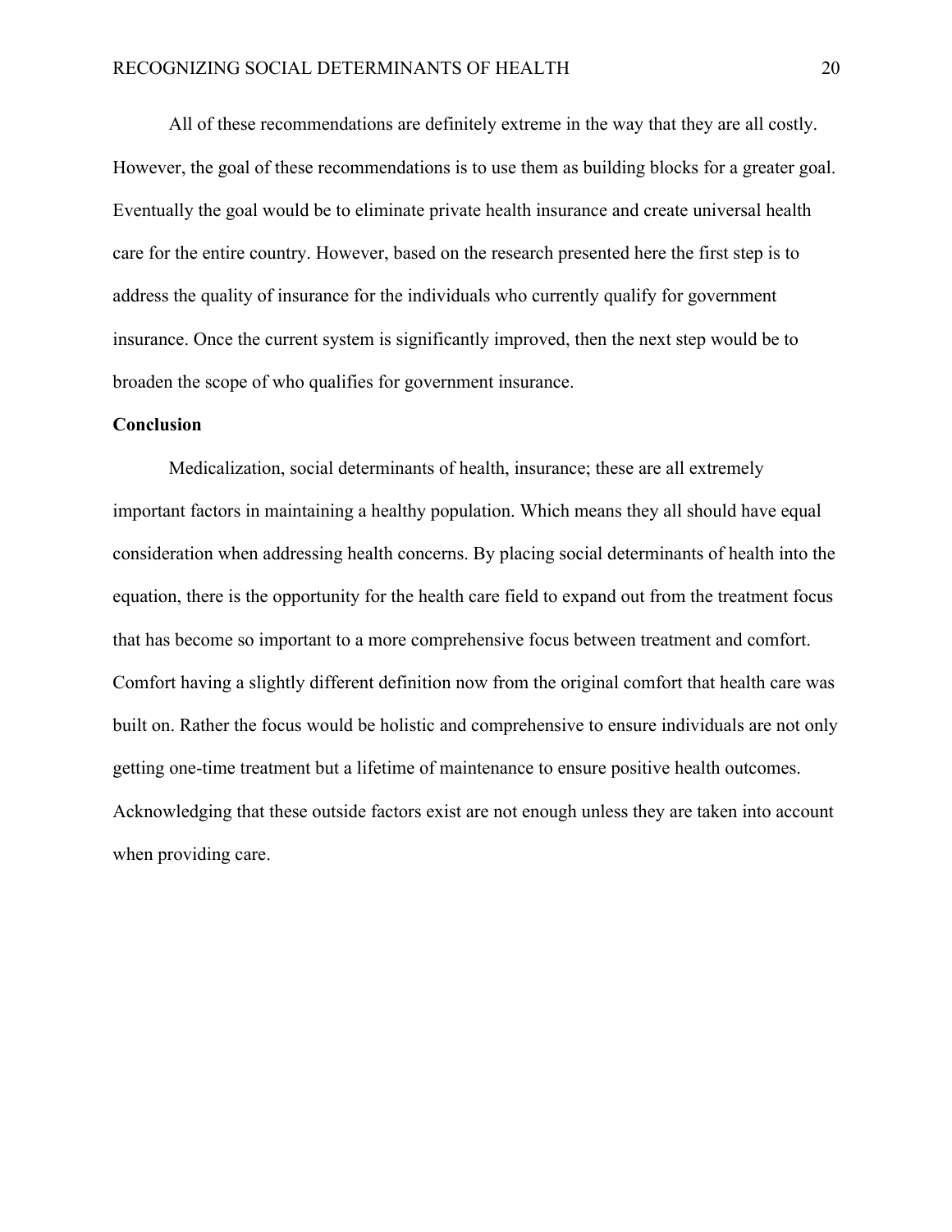All of these recommendations are definitely extreme in the way that they are all costly. However, the goal of these recommendations is to use them as building blocks for a greater goal. Eventually the goal would be to eliminate private health insurance and create universal health care for the entire country. However, based on the research presented here the first step is to address the quality of insurance for the individuals who currently qualify for government insurance. Once the current system is significantly improved, then the next step would be to broaden the scope of who qualifies for government insurance.

## Conclusion

Medicalization, social determinants of health, insurance; these are all extremely important factors in maintaining a healthy population. Which means they all should have equal consideration when addressing health concerns. By placing social determinants of health into the equation, there is the opportunity for the health care field to expand out from the treatment focus that has become so important to a more comprehensive focus between treatment and comfort. Comfort having a slightly different definition now from the original comfort that health care was built on. Rather the focus would be holistic and comprehensive to ensure individuals are not only getting one-time treatment but a lifetime of maintenance to ensure positive health outcomes. Acknowledging that these outside factors exist are not enough unless they are taken into account when providing care.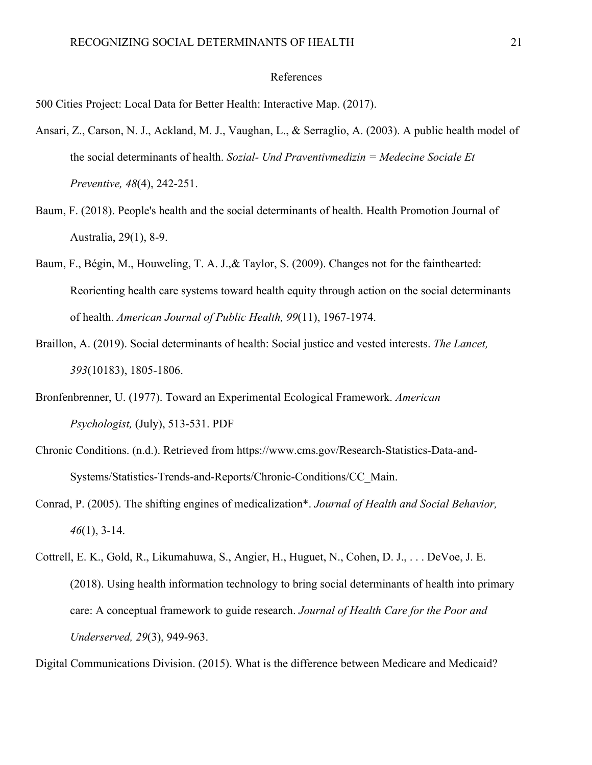# References

500 Cities Project: Local Data for Better Health: Interactive Map. (2017).

Ansari, Z., Carson, N. J., Ackland, M. J., Vaughan, L., & Serraglio, A. (2003). A public health model of the social determinants of health. *Sozial- Und Praventivmedizin = Medecine Sociale Et Preventive, 48*(4), 242-251.

Baum, F. (2018). People's health and the social determinants of health. Health Promotion Journal of Australia, 29(1), 8-9.

Baum, F., Bégin, M., Houweling, T. A. J.,& Taylor, S. (2009). Changes not for the fainthearted: Reorienting health care systems toward health equity through action on the social determinants of health. *American Journal of Public Health, 99*(11), 1967-1974.

Braillon, A. (2019). Social determinants of health: Social justice and vested interests. *The Lancet, 393*(10183), 1805-1806.

Bronfenbrenner, U. (1977). Toward an Experimental Ecological Framework. *American Psychologist,* (July), 513-531. PDF

Chronic Conditions. (n.d.). Retrieved from https://www.cms.gov/Research-Statistics-Data-and-Systems/Statistics-Trends-and-Reports/Chronic-Conditions/CC_Main.

Conrad, P. (2005). The shifting engines of medicalization*. *Journal of Health and Social Behavior, 46*(1), 3-14.

Cottrell, E. K., Gold, R., Likumahuwa, S., Angier, H., Huguet, N., Cohen, D. J., . . . DeVoe, J. E. (2018). Using health information technology to bring social determinants of health into primary care: A conceptual framework to guide research. *Journal of Health Care for the Poor and Underserved, 29*(3), 949-963.

Digital Communications Division. (2015). What is the difference between Medicare and Medicaid?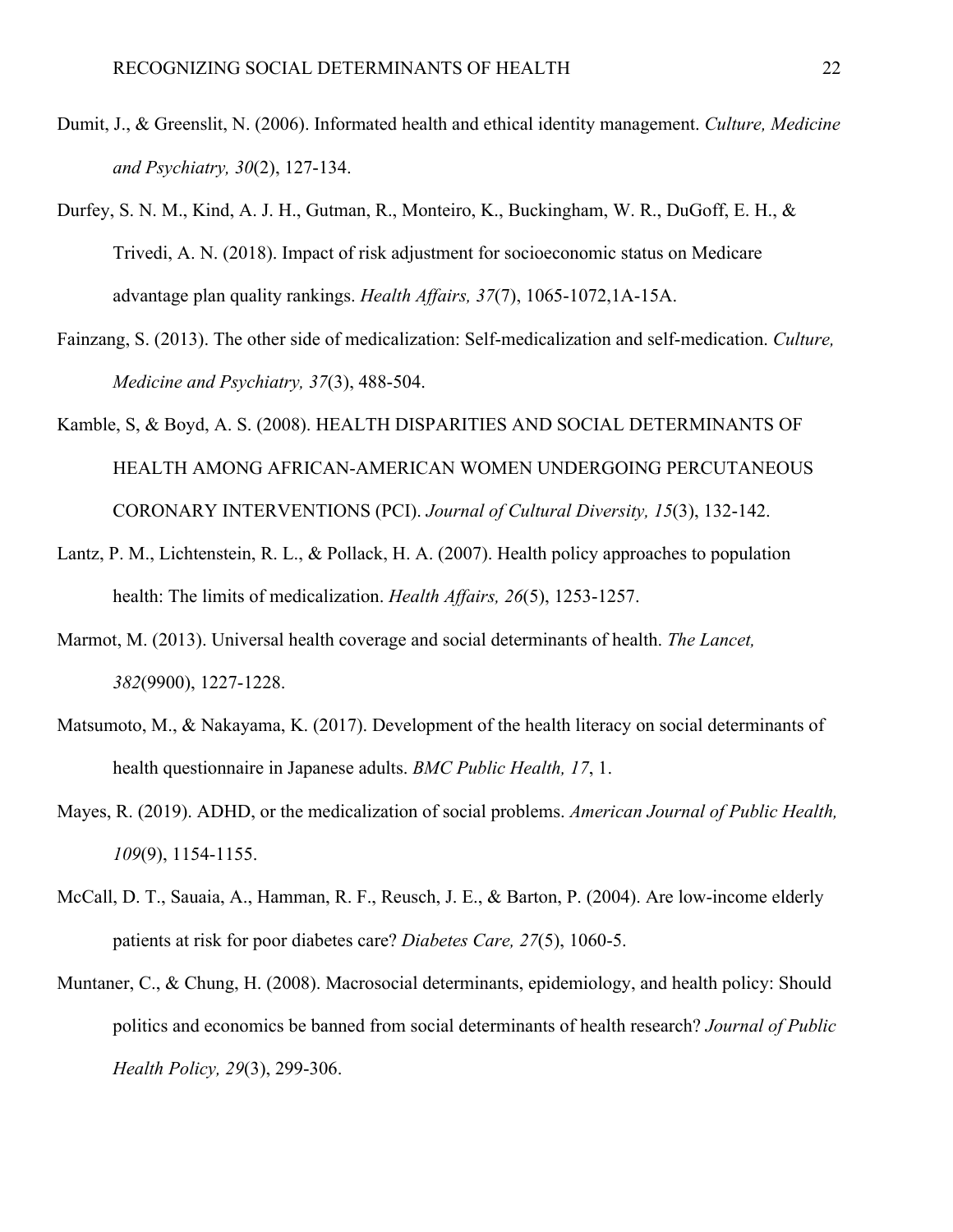Dumit, J., & Greenslit, N. (2006). Informated health and ethical identity management. *Culture, Medicine and Psychiatry, 30*(2), 127-134.

Durfey, S. N. M., Kind, A. J. H., Gutman, R., Monteiro, K., Buckingham, W. R., DuGoff, E. H., & Trivedi, A. N. (2018). Impact of risk adjustment for socioeconomic status on Medicare advantage plan quality rankings. *Health Affairs, 37*(7), 1065-1072,1A-15A.

Fainzang, S. (2013). The other side of medicalization: Self-medicalization and self-medication. *Culture, Medicine and Psychiatry, 37*(3), 488-504.

Kamble, S, & Boyd, A. S. (2008). HEALTH DISPARITIES AND SOCIAL DETERMINANTS OF HEALTH AMONG AFRICAN-AMERICAN WOMEN UNDERGOING PERCUTANEOUS CORONARY INTERVENTIONS (PCI). *Journal of Cultural Diversity, 15*(3), 132-142.

Lantz, P. M., Lichtenstein, R. L., & Pollack, H. A. (2007). Health policy approaches to population health: The limits of medicalization. *Health Affairs, 26*(5), 1253-1257.

Marmot, M. (2013). Universal health coverage and social determinants of health. *The Lancet, 382*(9900), 1227-1228.

Matsumoto, M., & Nakayama, K. (2017). Development of the health literacy on social determinants of health questionnaire in Japanese adults. *BMC Public Health, 17*, 1.

Mayes, R. (2019). ADHD, or the medicalization of social problems. *American Journal of Public Health, 109*(9), 1154-1155.

McCall, D. T., Sauaia, A., Hamman, R. F., Reusch, J. E., & Barton, P. (2004). Are low-income elderly patients at risk for poor diabetes care? *Diabetes Care, 27*(5), 1060-5.

Muntaner, C., & Chung, H. (2008). Macrosocial determinants, epidemiology, and health policy: Should politics and economics be banned from social determinants of health research? *Journal of Public Health Policy, 29*(3), 299-306.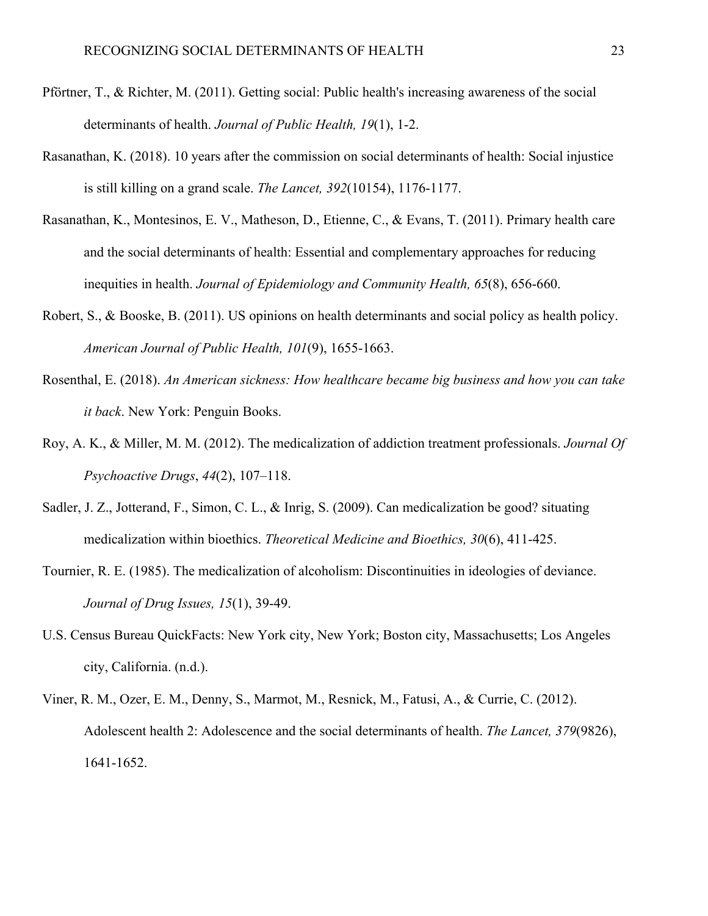Pförtner, T., & Richter, M. (2011). Getting social: Public health's increasing awareness of the social determinants of health. *Journal of Public Health, 19*(1), 1-2.

Rasanathan, K. (2018). 10 years after the commission on social determinants of health: Social injustice is still killing on a grand scale. *The Lancet, 392*(10154), 1176-1177.

Rasanathan, K., Montesinos, E. V., Matheson, D., Etienne, C., & Evans, T. (2011). Primary health care and the social determinants of health: Essential and complementary approaches for reducing inequities in health. *Journal of Epidemiology and Community Health, 65*(8), 656-660.

Robert, S., & Booske, B. (2011). US opinions on health determinants and social policy as health policy. *American Journal of Public Health, 101*(9), 1655-1663.

Rosenthal, E. (2018). *An American sickness: How healthcare became big business and how you can take it back*. New York: Penguin Books.

Roy, A. K., & Miller, M. M. (2012). The medicalization of addiction treatment professionals. *Journal Of Psychoactive Drugs*, *44*(2), 107–118.

Sadler, J. Z., Jotterand, F., Simon, C. L., & Inrig, S. (2009). Can medicalization be good? situating medicalization within bioethics. *Theoretical Medicine and Bioethics, 30*(6), 411-425.

Tournier, R. E. (1985). The medicalization of alcoholism: Discontinuities in ideologies of deviance. *Journal of Drug Issues, 15*(1), 39-49.

U.S. Census Bureau QuickFacts: New York city, New York; Boston city, Massachusetts; Los Angeles city, California. (n.d.).

Viner, R. M., Ozer, E. M., Denny, S., Marmot, M., Resnick, M., Fatusi, A., & Currie, C. (2012). Adolescent health 2: Adolescence and the social determinants of health. *The Lancet, 379*(9826), 1641-1652.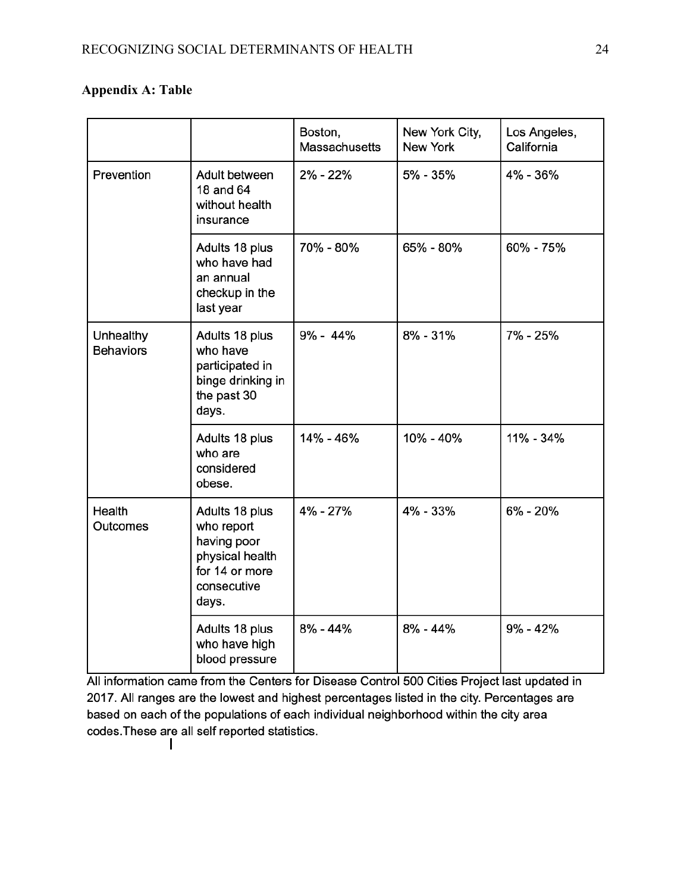**Appendix A: Table**

| | | Boston, Massachusetts | New York City, New York | Los Angeles, California |
|---|---|---|---|---|
| Prevention | Adult between 18 and 64 without health insurance | 2% - 22% | 5% - 35% | 4% - 36% |
| | Adults 18 plus who have had an annual checkup in the last year | 70% - 80% | 65% - 80% | 60% - 75% |
| Unhealthy Behaviors | Adults 18 plus who have participated in binge drinking in the past 30 days. | 9% - 44% | 8% - 31% | 7% - 25% |
| | Adults 18 plus who are considered obese. | 14% - 46% | 10% - 40% | 11% - 34% |
| Health Outcomes | Adults 18 plus who report having poor physical health for 14 or more consecutive days. | 4% - 27% | 4% - 33% | 6% - 20% |
| | Adults 18 plus who have high blood pressure | 8% - 44% | 8% - 44% | 9% - 42% |

All information came from the Centers for Disease Control 500 Cities Project last updated in 2017. All ranges are the lowest and highest percentages listed in the city. Percentages are based on each of the populations of each individual neighborhood within the city area codes.These are all self reported statistics.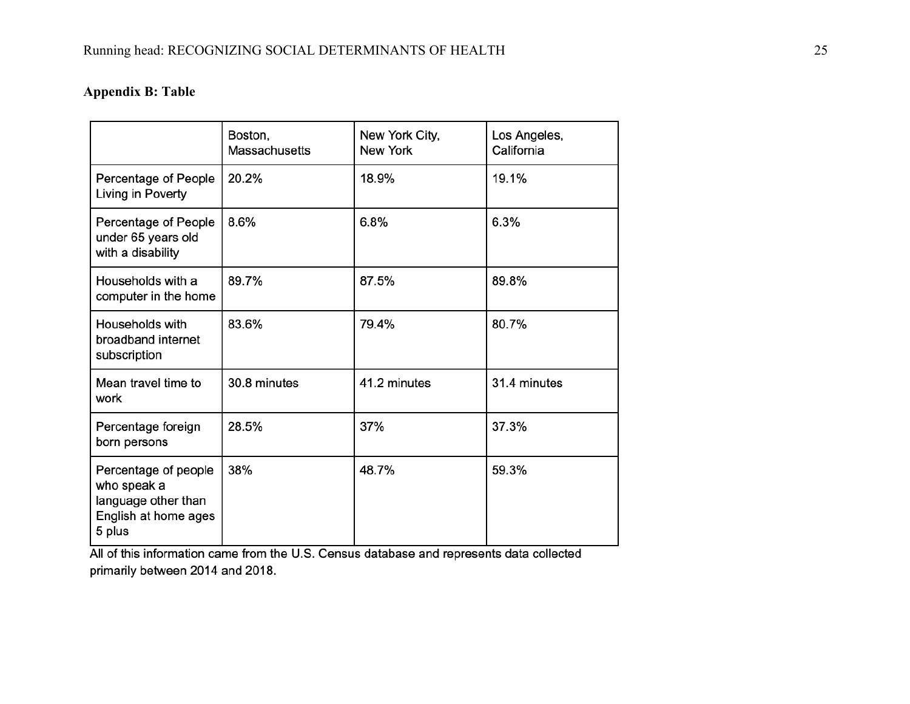## Appendix B: Table

| | Boston, Massachusetts | New York City, New York | Los Angeles, California |
|---|---|---|---|
| Percentage of People Living in Poverty | 20.2% | 18.9% | 19.1% |
| Percentage of People under 65 years old with a disability | 8.6% | 6.8% | 6.3% |
| Households with a computer in the home | 89.7% | 87.5% | 89.8% |
| Households with broadband internet subscription | 83.6% | 79.4% | 80.7% |
| Mean travel time to work | 30.8 minutes | 41.2 minutes | 31.4 minutes |
| Percentage foreign born persons | 28.5% | 37% | 37.3% |
| Percentage of people who speak a language other than English at home ages 5 plus | 38% | 48.7% | 59.3% |

All of this information came from the U.S. Census database and represents data collected primarily between 2014 and 2018.